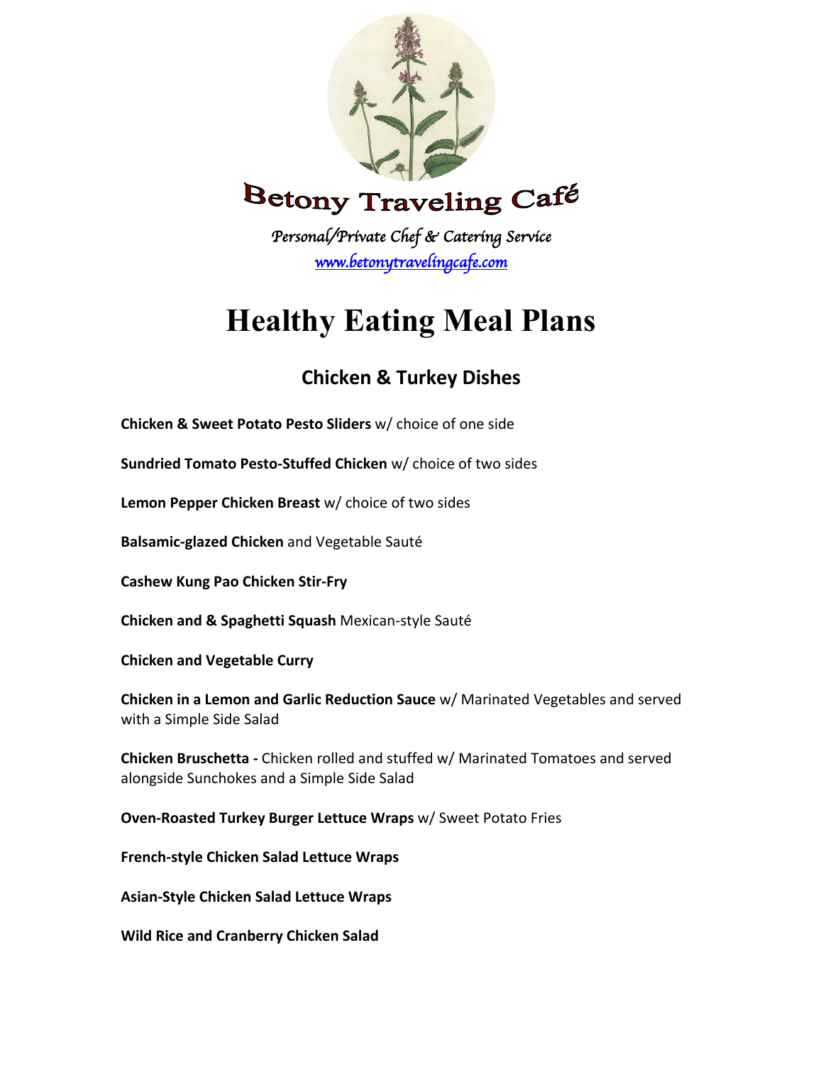# Betony Traveling Café

*Personal/Private Chef & Catering Service*

[www.betonytravelingcafe.com](http://www.betonytravelingcafe.com)

# Healthy Eating Meal Plans

## Chicken & Turkey Dishes

**Chicken & Sweet Potato Pesto Sliders** w/ choice of one side

**Sundried Tomato Pesto-Stuffed Chicken** w/ choice of two sides

**Lemon Pepper Chicken Breast** w/ choice of two sides

**Balsamic-glazed Chicken** and Vegetable Sauté

**Cashew Kung Pao Chicken Stir-Fry**

**Chicken and & Spaghetti Squash** Mexican-style Sauté

**Chicken and Vegetable Curry**

**Chicken in a Lemon and Garlic Reduction Sauce** w/ Marinated Vegetables and served with a Simple Side Salad

**Chicken Bruschetta -** Chicken rolled and stuffed w/ Marinated Tomatoes and served alongside Sunchokes and a Simple Side Salad

**Oven-Roasted Turkey Burger Lettuce Wraps** w/ Sweet Potato Fries

**French-style Chicken Salad Lettuce Wraps**

**Asian-Style Chicken Salad Lettuce Wraps**

**Wild Rice and Cranberry Chicken Salad**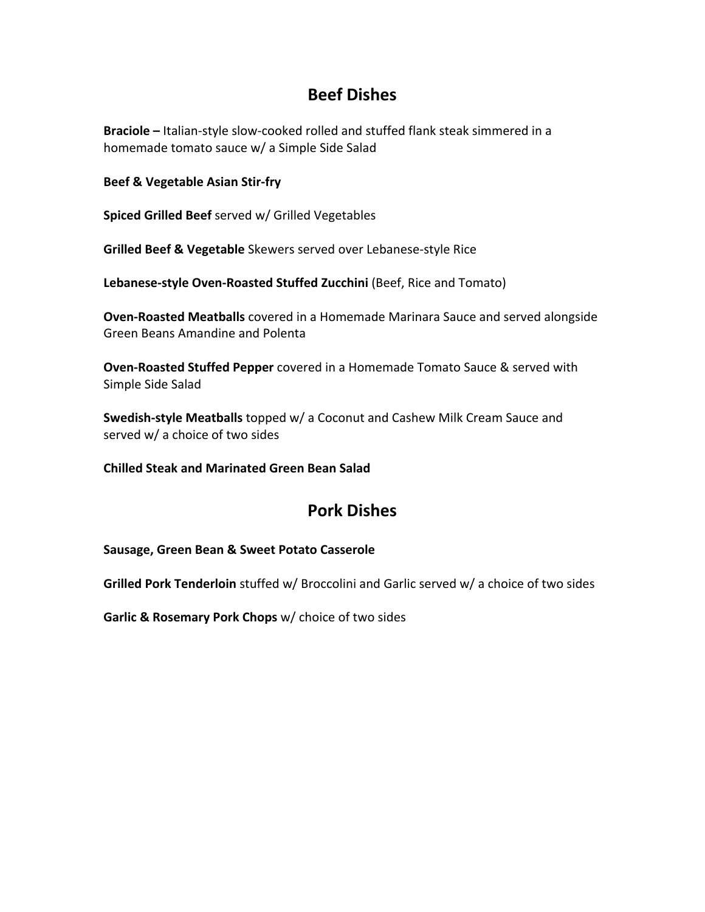## Beef Dishes

**Braciole –** Italian-style slow-cooked rolled and stuffed flank steak simmered in a homemade tomato sauce w/ a Simple Side Salad

**Beef & Vegetable Asian Stir-fry**

**Spiced Grilled Beef** served w/ Grilled Vegetables

**Grilled Beef & Vegetable** Skewers served over Lebanese-style Rice

**Lebanese-style Oven-Roasted Stuffed Zucchini** (Beef, Rice and Tomato)

**Oven-Roasted Meatballs** covered in a Homemade Marinara Sauce and served alongside Green Beans Amandine and Polenta

**Oven-Roasted Stuffed Pepper** covered in a Homemade Tomato Sauce & served with Simple Side Salad

**Swedish-style Meatballs** topped w/ a Coconut and Cashew Milk Cream Sauce and served w/ a choice of two sides

**Chilled Steak and Marinated Green Bean Salad**

## Pork Dishes

**Sausage, Green Bean & Sweet Potato Casserole**

**Grilled Pork Tenderloin** stuffed w/ Broccolini and Garlic served w/ a choice of two sides

**Garlic & Rosemary Pork Chops** w/ choice of two sides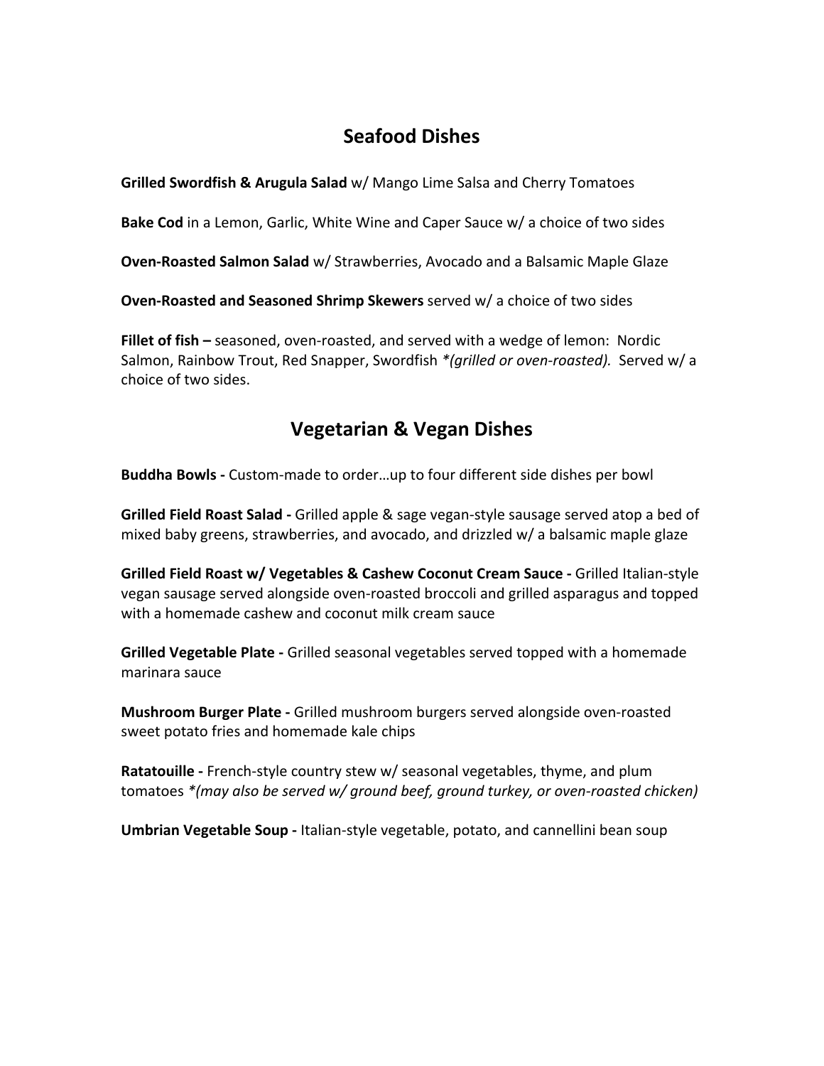## Seafood Dishes

**Grilled Swordfish & Arugula Salad** w/ Mango Lime Salsa and Cherry Tomatoes

**Bake Cod** in a Lemon, Garlic, White Wine and Caper Sauce w/ a choice of two sides

**Oven-Roasted Salmon Salad** w/ Strawberries, Avocado and a Balsamic Maple Glaze

**Oven-Roasted and Seasoned Shrimp Skewers** served w/ a choice of two sides

**Fillet of fish –** seasoned, oven-roasted, and served with a wedge of lemon: Nordic Salmon, Rainbow Trout, Red Snapper, Swordfish *\*(grilled or oven-roasted).* Served w/ a choice of two sides.

## Vegetarian & Vegan Dishes

**Buddha Bowls -** Custom-made to order…up to four different side dishes per bowl

**Grilled Field Roast Salad -** Grilled apple & sage vegan-style sausage served atop a bed of mixed baby greens, strawberries, and avocado, and drizzled w/ a balsamic maple glaze

**Grilled Field Roast w/ Vegetables & Cashew Coconut Cream Sauce -** Grilled Italian-style vegan sausage served alongside oven-roasted broccoli and grilled asparagus and topped with a homemade cashew and coconut milk cream sauce

**Grilled Vegetable Plate -** Grilled seasonal vegetables served topped with a homemade marinara sauce

**Mushroom Burger Plate -** Grilled mushroom burgers served alongside oven-roasted sweet potato fries and homemade kale chips

**Ratatouille -** French-style country stew w/ seasonal vegetables, thyme, and plum tomatoes *\*(may also be served w/ ground beef, ground turkey, or oven-roasted chicken)*

**Umbrian Vegetable Soup -** Italian-style vegetable, potato, and cannellini bean soup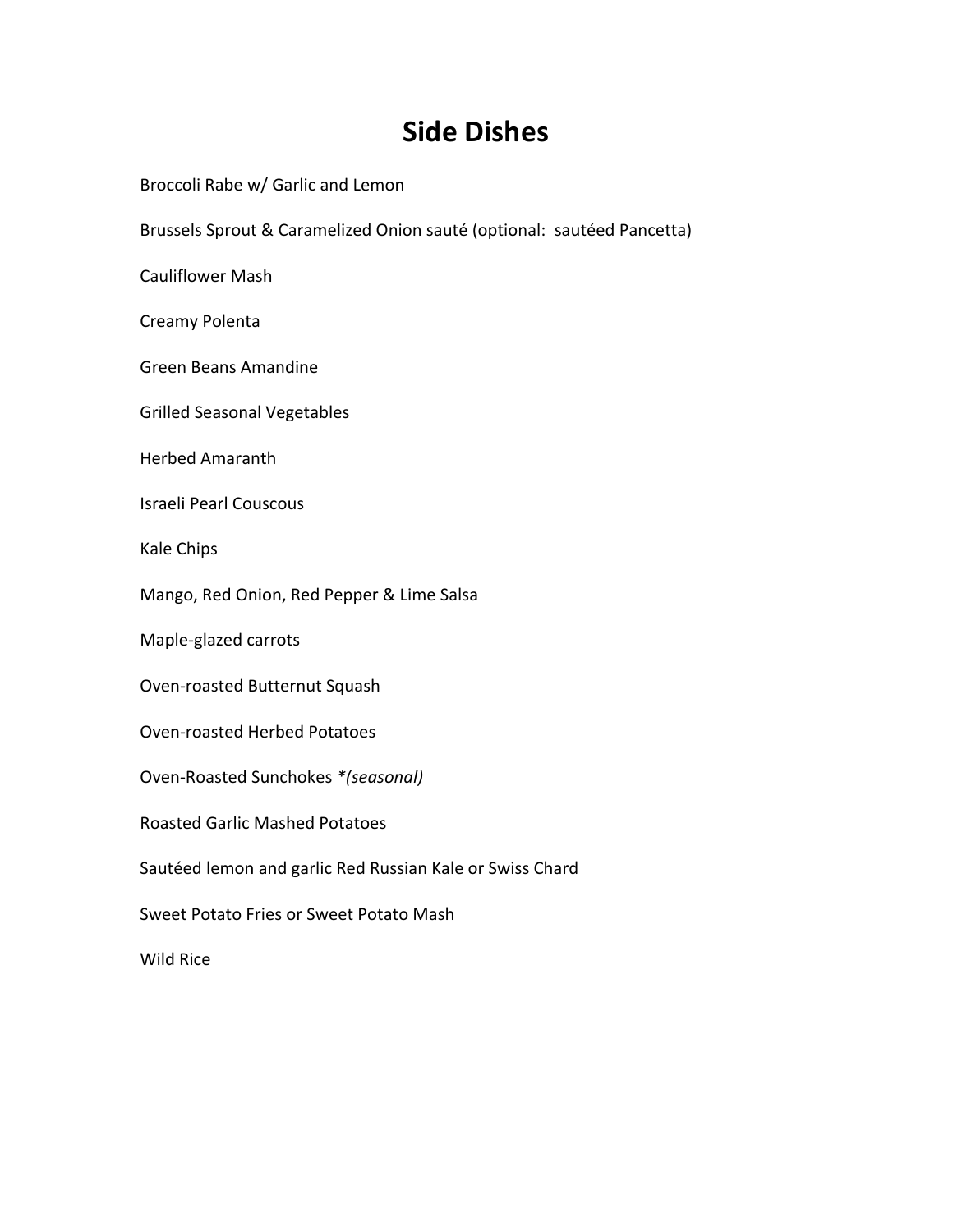# Side Dishes

Broccoli Rabe w/ Garlic and Lemon

Brussels Sprout & Caramelized Onion sauté (optional:  sautéed Pancetta)

Cauliflower Mash

Creamy Polenta

Green Beans Amandine

Grilled Seasonal Vegetables

Herbed Amaranth

Israeli Pearl Couscous

Kale Chips

Mango, Red Onion, Red Pepper & Lime Salsa

Maple-glazed carrots

Oven-roasted Butternut Squash

Oven-roasted Herbed Potatoes

Oven-Roasted Sunchokes *\*(seasonal)*

Roasted Garlic Mashed Potatoes

Sautéed lemon and garlic Red Russian Kale or Swiss Chard

Sweet Potato Fries or Sweet Potato Mash

Wild Rice